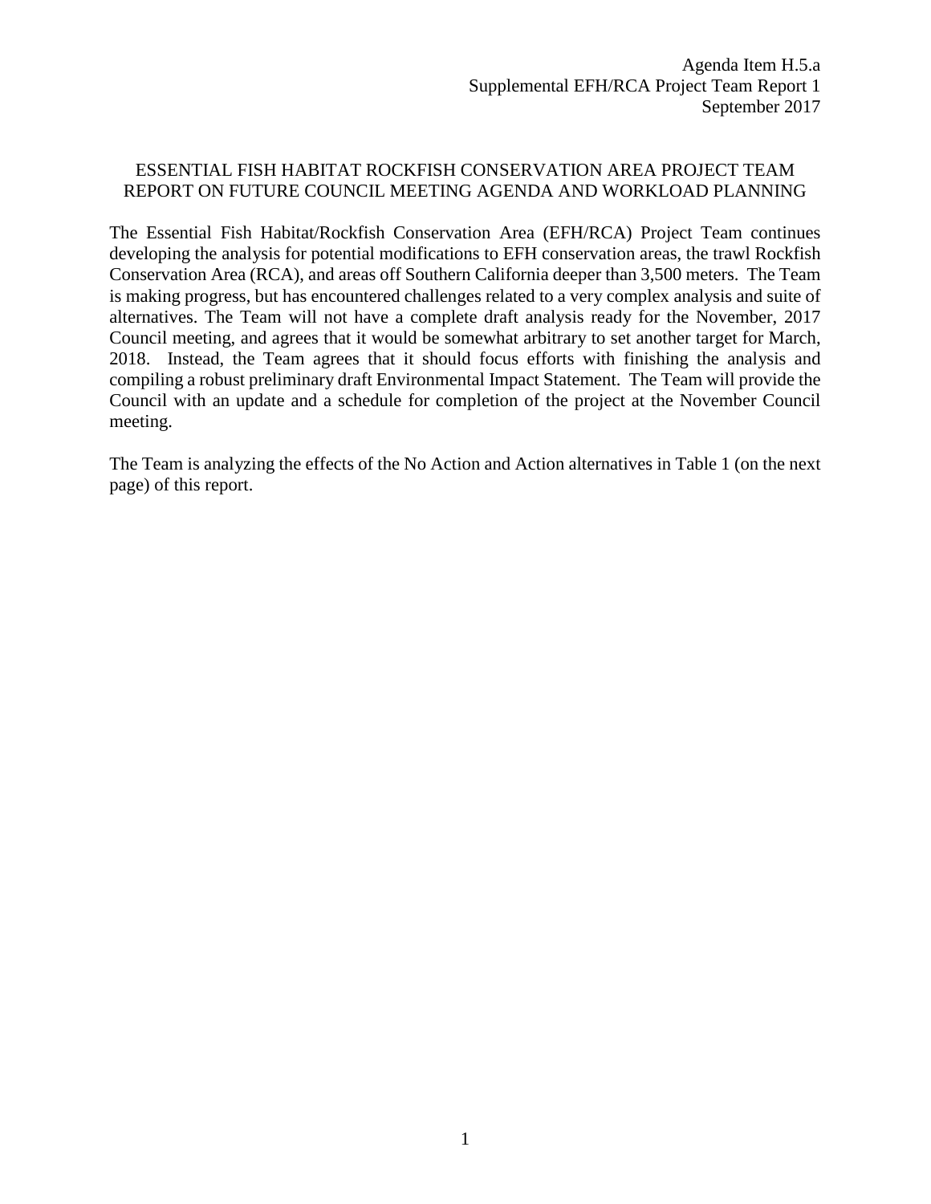Agenda Item H.5.a
Supplemental EFH/RCA Project Team Report 1
September 2017

# ESSENTIAL FISH HABITAT ROCKFISH CONSERVATION AREA PROJECT TEAM REPORT ON FUTURE COUNCIL MEETING AGENDA AND WORKLOAD PLANNING

The Essential Fish Habitat/Rockfish Conservation Area (EFH/RCA) Project Team continues developing the analysis for potential modifications to EFH conservation areas, the trawl Rockfish Conservation Area (RCA), and areas off Southern California deeper than 3,500 meters. The Team is making progress, but has encountered challenges related to a very complex analysis and suite of alternatives. The Team will not have a complete draft analysis ready for the November, 2017 Council meeting, and agrees that it would be somewhat arbitrary to set another target for March, 2018. Instead, the Team agrees that it should focus efforts with finishing the analysis and compiling a robust preliminary draft Environmental Impact Statement. The Team will provide the Council with an update and a schedule for completion of the project at the November Council meeting.

The Team is analyzing the effects of the No Action and Action alternatives in Table 1 (on the next page) of this report.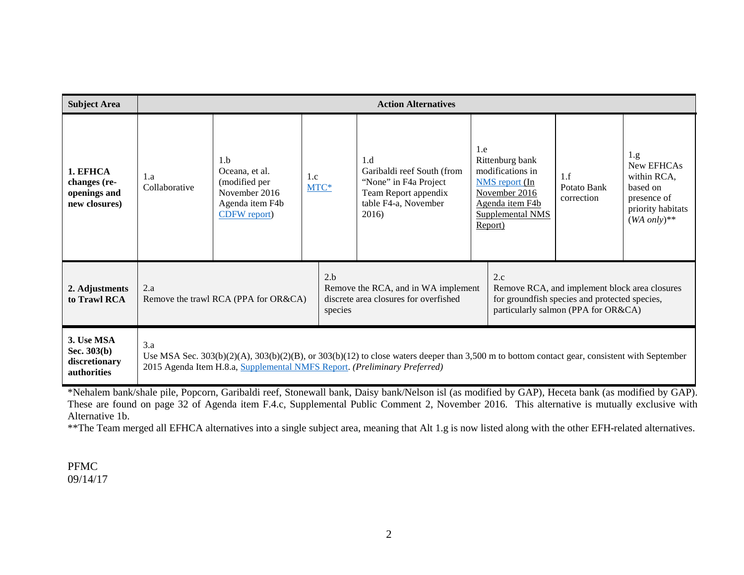| Subject Area | Action Alternatives | | | | | | |
|---|---|---|---|---|---|---|---|
| **1. EFHCA changes (re-openings and new closures)** | 1.a Collaborative | 1.b Oceana, et al. (modified per November 2016 Agenda item F4b CDFW report) | 1.c MTC* | 1.d Garibaldi reef South (from "None" in F4a Project Team Report appendix table F4-a, November 2016) | 1.e Rittenburg bank modifications in NMS report (In November 2016 Agenda item F4b Supplemental NMS Report) | 1.f Potato Bank correction | 1.g New EFHCAs within RCA, based on presence of priority habitats (*WA only*)** |
| **2. Adjustments to Trawl RCA** | 2.a Remove the trawl RCA (PPA for OR&CA) | | 2.b Remove the RCA, and in WA implement discrete area closures for overfished species | | 2.c Remove RCA, and implement block area closures for groundfish species and protected species, particularly salmon (PPA for OR&CA) | | |
| **3. Use MSA Sec. 303(b) discretionary authorities** | 3.a Use MSA Sec. 303(b)(2)(A), 303(b)(2)(B), or 303(b)(12) to close waters deeper than 3,500 m to bottom contact gear, consistent with September 2015 Agenda Item H.8.a, Supplemental NMFS Report. *(Preliminary Preferred)* | | | | | | |

*Nehalem bank/shale pile, Popcorn, Garibaldi reef, Stonewall bank, Daisy bank/Nelson isl (as modified by GAP), Heceta bank (as modified by GAP). These are found on page 32 of Agenda item F.4.c, Supplemental Public Comment 2, November 2016. This alternative is mutually exclusive with Alternative 1b.

**The Team merged all EFHCA alternatives into a single subject area, meaning that Alt 1.g is now listed along with the other EFH-related alternatives.

PFMC
09/14/17